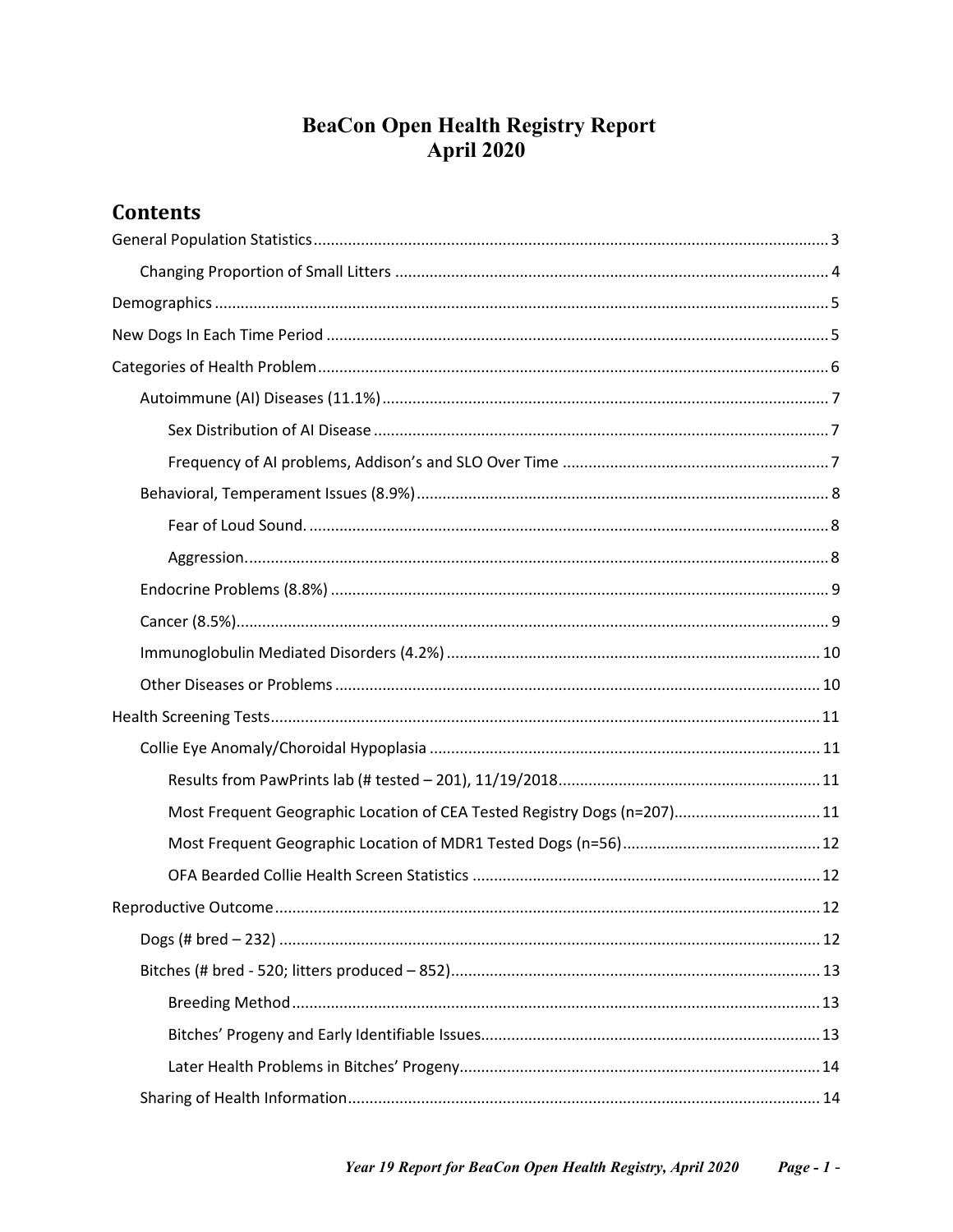# BeaCon Open Health Registry Report
# April 2020

## Contents

- General Population Statistics ..... 3
  - Changing Proportion of Small Litters ..... 4
- Demographics ..... 5
- New Dogs In Each Time Period ..... 5
- Categories of Health Problem ..... 6
  - Autoimmune (AI) Diseases (11.1%) ..... 7
    - Sex Distribution of AI Disease ..... 7
    - Frequency of AI problems, Addison's and SLO Over Time ..... 7
  - Behavioral, Temperament Issues (8.9%) ..... 8
    - Fear of Loud Sound. ..... 8
    - Aggression. ..... 8
  - Endocrine Problems (8.8%) ..... 9
  - Cancer (8.5%) ..... 9
  - Immunoglobulin Mediated Disorders (4.2%) ..... 10
  - Other Diseases or Problems ..... 10
- Health Screening Tests ..... 11
  - Collie Eye Anomaly/Choroidal Hypoplasia ..... 11
    - Results from PawPrints lab (# tested – 201), 11/19/2018 ..... 11
    - Most Frequent Geographic Location of CEA Tested Registry Dogs (n=207) ..... 11
    - Most Frequent Geographic Location of MDR1 Tested Dogs (n=56) ..... 12
    - OFA Bearded Collie Health Screen Statistics ..... 12
- Reproductive Outcome ..... 12
  - Dogs (# bred – 232) ..... 12
  - Bitches (# bred - 520; litters produced – 852) ..... 13
    - Breeding Method ..... 13
    - Bitches' Progeny and Early Identifiable Issues ..... 13
    - Later Health Problems in Bitches' Progeny ..... 14
  - Sharing of Health Information ..... 14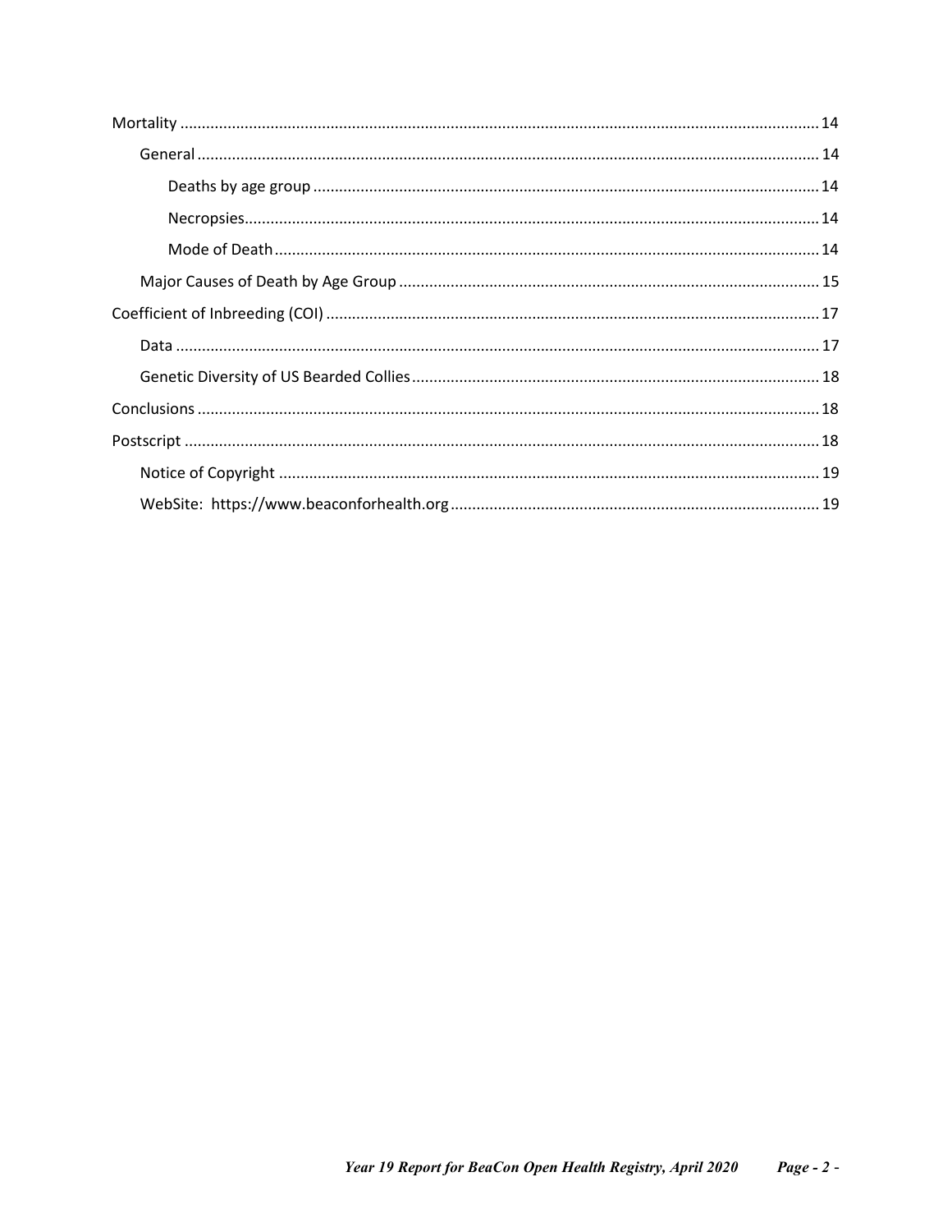- Mortality ........ 14
  - General ........ 14
    - Deaths by age group ........ 14
    - Necropsies ........ 14
    - Mode of Death ........ 14
  - Major Causes of Death by Age Group ........ 15
- Coefficient of Inbreeding (COI) ........ 17
  - Data ........ 17
  - Genetic Diversity of US Bearded Collies ........ 18
- Conclusions ........ 18
- Postscript ........ 18
  - Notice of Copyright ........ 19
  - WebSite: https://www.beaconforhealth.org ........ 19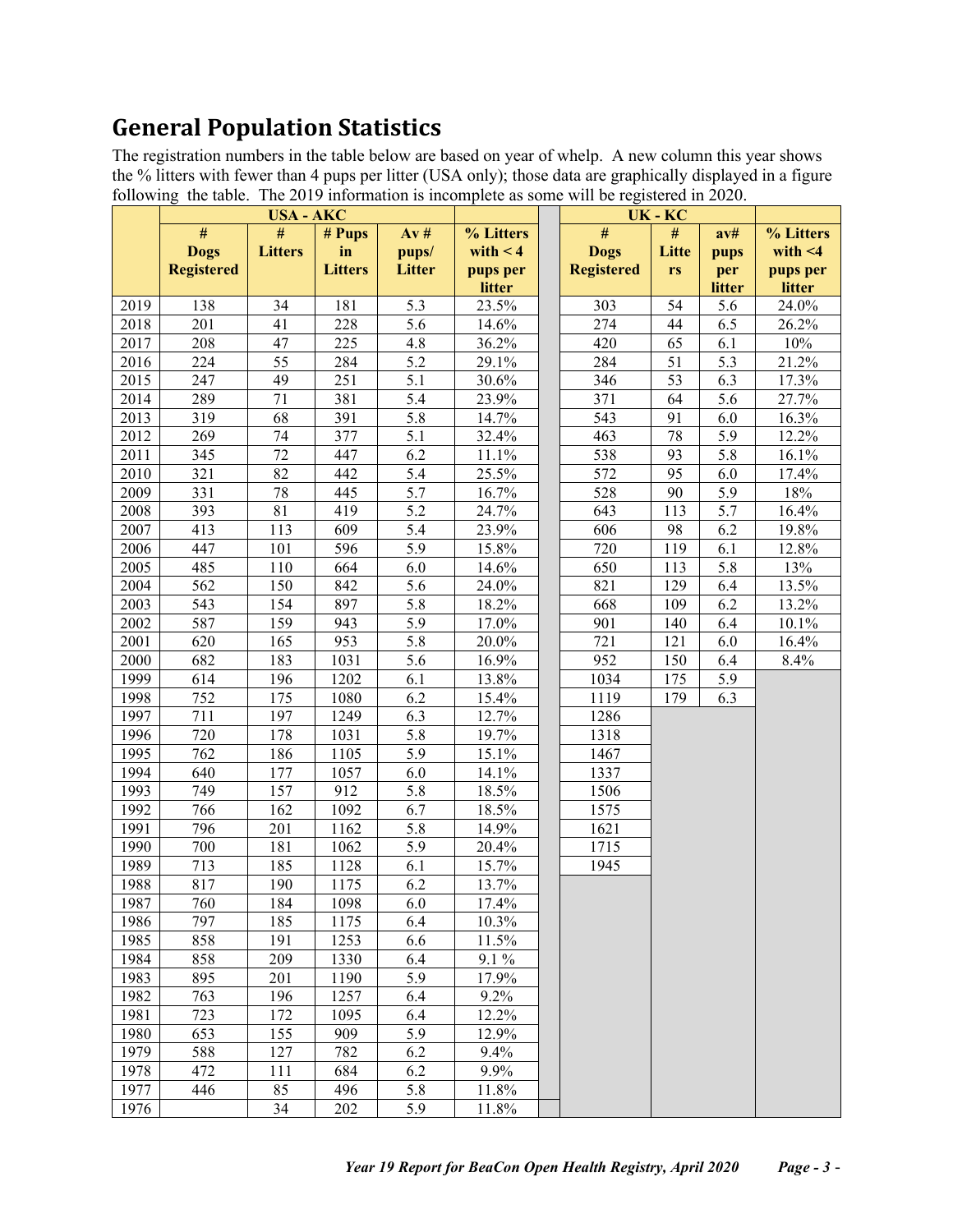## General Population Statistics

The registration numbers in the table below are based on year of whelp. A new column this year shows the % litters with fewer than 4 pups per litter (USA only); those data are graphically displayed in a figure following the table. The 2019 information is incomplete as some will be registered in 2020.

| | USA - AKC | | | | | | UK - KC | | | |
|---|---|---|---|---|---|---|---|---|---|---|
| | # Dogs Registered | # Litters | # Pups in Litters | Av # pups/ Litter | % Litters with < 4 pups per litter | | # Dogs Registered | # Litters | av# pups per litter | % Litters with <4 pups per litter |
| 2019 | 138 | 34 | 181 | 5.3 | 23.5% | | 303 | 54 | 5.6 | 24.0% |
| 2018 | 201 | 41 | 228 | 5.6 | 14.6% | | 274 | 44 | 6.5 | 26.2% |
| 2017 | 208 | 47 | 225 | 4.8 | 36.2% | | 420 | 65 | 6.1 | 10% |
| 2016 | 224 | 55 | 284 | 5.2 | 29.1% | | 284 | 51 | 5.3 | 21.2% |
| 2015 | 247 | 49 | 251 | 5.1 | 30.6% | | 346 | 53 | 6.3 | 17.3% |
| 2014 | 289 | 71 | 381 | 5.4 | 23.9% | | 371 | 64 | 5.6 | 27.7% |
| 2013 | 319 | 68 | 391 | 5.8 | 14.7% | | 543 | 91 | 6.0 | 16.3% |
| 2012 | 269 | 74 | 377 | 5.1 | 32.4% | | 463 | 78 | 5.9 | 12.2% |
| 2011 | 345 | 72 | 447 | 6.2 | 11.1% | | 538 | 93 | 5.8 | 16.1% |
| 2010 | 321 | 82 | 442 | 5.4 | 25.5% | | 572 | 95 | 6.0 | 17.4% |
| 2009 | 331 | 78 | 445 | 5.7 | 16.7% | | 528 | 90 | 5.9 | 18% |
| 2008 | 393 | 81 | 419 | 5.2 | 24.7% | | 643 | 113 | 5.7 | 16.4% |
| 2007 | 413 | 113 | 609 | 5.4 | 23.9% | | 606 | 98 | 6.2 | 19.8% |
| 2006 | 447 | 101 | 596 | 5.9 | 15.8% | | 720 | 119 | 6.1 | 12.8% |
| 2005 | 485 | 110 | 664 | 6.0 | 14.6% | | 650 | 113 | 5.8 | 13% |
| 2004 | 562 | 150 | 842 | 5.6 | 24.0% | | 821 | 129 | 6.4 | 13.5% |
| 2003 | 543 | 154 | 897 | 5.8 | 18.2% | | 668 | 109 | 6.2 | 13.2% |
| 2002 | 587 | 159 | 943 | 5.9 | 17.0% | | 901 | 140 | 6.4 | 10.1% |
| 2001 | 620 | 165 | 953 | 5.8 | 20.0% | | 721 | 121 | 6.0 | 16.4% |
| 2000 | 682 | 183 | 1031 | 5.6 | 16.9% | | 952 | 150 | 6.4 | 8.4% |
| 1999 | 614 | 196 | 1202 | 6.1 | 13.8% | | 1034 | 175 | 5.9 | |
| 1998 | 752 | 175 | 1080 | 6.2 | 15.4% | | 1119 | 179 | 6.3 | |
| 1997 | 711 | 197 | 1249 | 6.3 | 12.7% | | 1286 | | | |
| 1996 | 720 | 178 | 1031 | 5.8 | 19.7% | | 1318 | | | |
| 1995 | 762 | 186 | 1105 | 5.9 | 15.1% | | 1467 | | | |
| 1994 | 640 | 177 | 1057 | 6.0 | 14.1% | | 1337 | | | |
| 1993 | 749 | 157 | 912 | 5.8 | 18.5% | | 1506 | | | |
| 1992 | 766 | 162 | 1092 | 6.7 | 18.5% | | 1575 | | | |
| 1991 | 796 | 201 | 1162 | 5.8 | 14.9% | | 1621 | | | |
| 1990 | 700 | 181 | 1062 | 5.9 | 20.4% | | 1715 | | | |
| 1989 | 713 | 185 | 1128 | 6.1 | 15.7% | | 1945 | | | |
| 1988 | 817 | 190 | 1175 | 6.2 | 13.7% | | | | | |
| 1987 | 760 | 184 | 1098 | 6.0 | 17.4% | | | | | |
| 1986 | 797 | 185 | 1175 | 6.4 | 10.3% | | | | | |
| 1985 | 858 | 191 | 1253 | 6.6 | 11.5% | | | | | |
| 1984 | 858 | 209 | 1330 | 6.4 | 9.1 % | | | | | |
| 1983 | 895 | 201 | 1190 | 5.9 | 17.9% | | | | | |
| 1982 | 763 | 196 | 1257 | 6.4 | 9.2% | | | | | |
| 1981 | 723 | 172 | 1095 | 6.4 | 12.2% | | | | | |
| 1980 | 653 | 155 | 909 | 5.9 | 12.9% | | | | | |
| 1979 | 588 | 127 | 782 | 6.2 | 9.4% | | | | | |
| 1978 | 472 | 111 | 684 | 6.2 | 9.9% | | | | | |
| 1977 | 446 | 85 | 496 | 5.8 | 11.8% | | | | | |
| 1976 | | 34 | 202 | 5.9 | 11.8% | | | | | |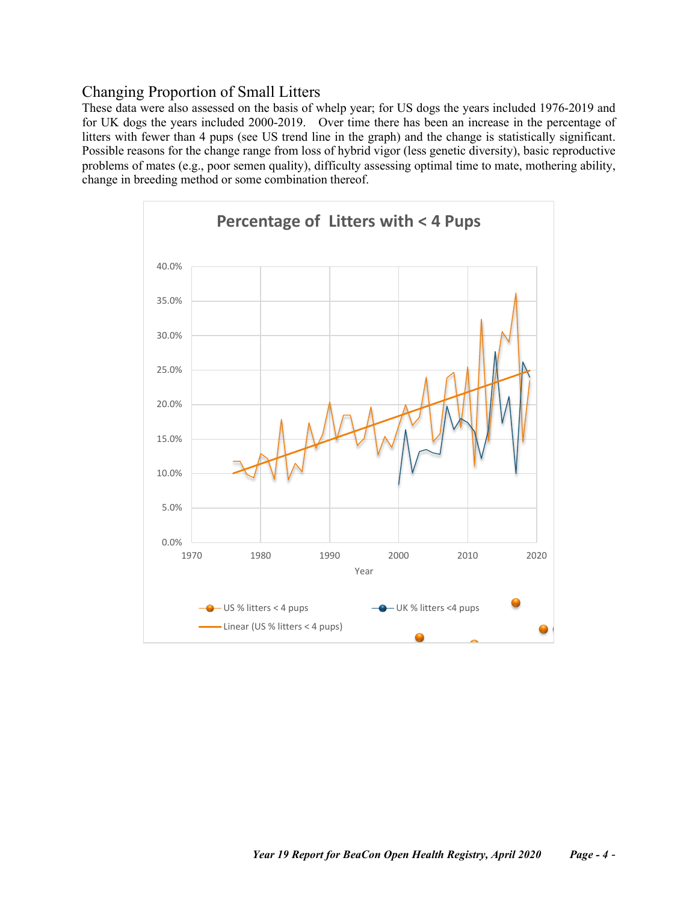## Changing Proportion of Small Litters

These data were also assessed on the basis of whelp year; for US dogs the years included 1976-2019 and for UK dogs the years included 2000-2019. Over time there has been an increase in the percentage of litters with fewer than 4 pups (see US trend line in the graph) and the change is statistically significant. Possible reasons for the change range from loss of hybrid vigor (less genetic diversity), basic reproductive problems of mates (e.g., poor semen quality), difficulty assessing optimal time to mate, mothering ability, change in breeding method or some combination thereof.

Percentage of Litters with < 4 Pups

Legend: US % litters < 4 pups; UK % litters <4 pups; Linear (US % litters < 4 pups)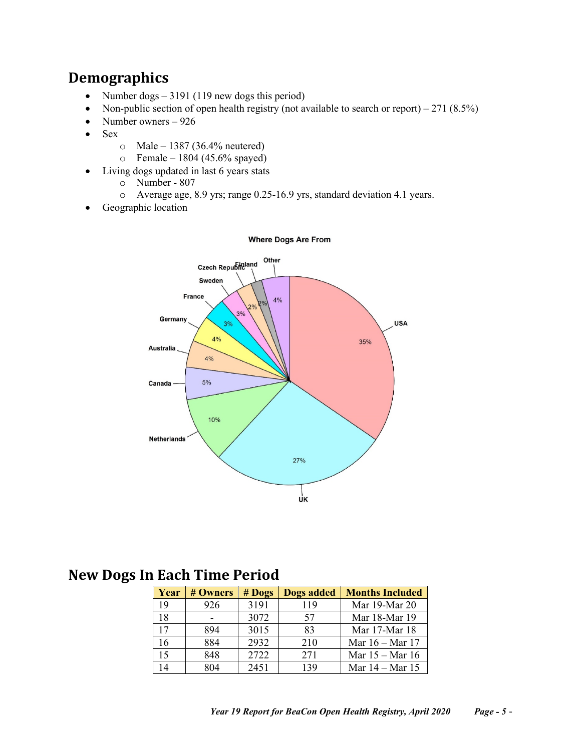## Demographics

- Number dogs – 3191 (119 new dogs this period)
- Non-public section of open health registry (not available to search or report) – 271 (8.5%)
- Number owners – 926
- Sex
  - Male – 1387 (36.4% neutered)
  - Female – 1804 (45.6% spayed)
- Living dogs updated in last 6 years stats
  - Number - 807
  - Average age, 8.9 yrs; range 0.25-16.9 yrs, standard deviation 4.1 years.
- Geographic location

**Where Dogs Are From**

| Country | % |
|---|---|
| USA | 35% |
| UK | 27% |
| Netherlands | 10% |
| Canada | 5% |
| Australia | 4% |
| Germany | 4% |
| France | 3% |
| Sweden | 3% |
| Czech Republic | 2% |
| Finland | 2% |
| Other | 4% |

## New Dogs In Each Time Period

| Year | # Owners | # Dogs | Dogs added | Months Included |
|---|---|---|---|---|
| 19 | 926 | 3191 | 119 | Mar 19-Mar 20 |
| 18 | - | 3072 | 57 | Mar 18-Mar 19 |
| 17 | 894 | 3015 | 83 | Mar 17-Mar 18 |
| 16 | 884 | 2932 | 210 | Mar 16 – Mar 17 |
| 15 | 848 | 2722 | 271 | Mar 15 – Mar 16 |
| 14 | 804 | 2451 | 139 | Mar 14 – Mar 15 |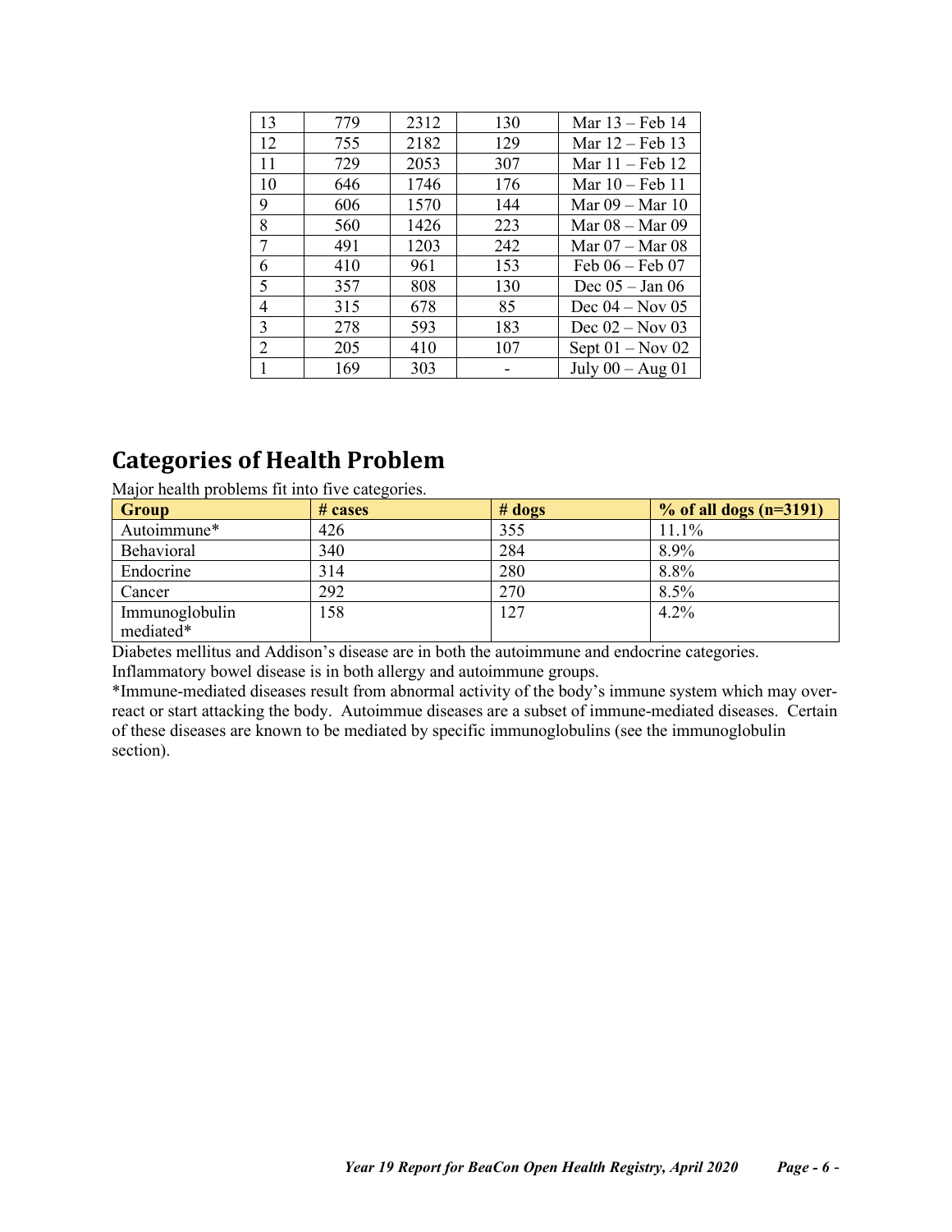| 13 | 779 | 2312 | 130 | Mar 13 – Feb 14 |
|---|---|---|---|---|
| 12 | 755 | 2182 | 129 | Mar 12 – Feb 13 |
| 11 | 729 | 2053 | 307 | Mar 11 – Feb 12 |
| 10 | 646 | 1746 | 176 | Mar 10 – Feb 11 |
| 9 | 606 | 1570 | 144 | Mar 09 – Mar 10 |
| 8 | 560 | 1426 | 223 | Mar 08 – Mar 09 |
| 7 | 491 | 1203 | 242 | Mar 07 – Mar 08 |
| 6 | 410 | 961 | 153 | Feb 06 – Feb 07 |
| 5 | 357 | 808 | 130 | Dec 05 – Jan 06 |
| 4 | 315 | 678 | 85 | Dec 04 – Nov 05 |
| 3 | 278 | 593 | 183 | Dec 02 – Nov 03 |
| 2 | 205 | 410 | 107 | Sept 01 – Nov 02 |
| 1 | 169 | 303 | - | July 00 – Aug 01 |

## Categories of Health Problem

Major health problems fit into five categories.

| Group | # cases | # dogs | % of all dogs (n=3191) |
|---|---|---|---|
| Autoimmune* | 426 | 355 | 11.1% |
| Behavioral | 340 | 284 | 8.9% |
| Endocrine | 314 | 280 | 8.8% |
| Cancer | 292 | 270 | 8.5% |
| Immunoglobulin mediated* | 158 | 127 | 4.2% |

Diabetes mellitus and Addison's disease are in both the autoimmune and endocrine categories.
Inflammatory bowel disease is in both allergy and autoimmune groups.
*Immune-mediated diseases result from abnormal activity of the body's immune system which may over-react or start attacking the body. Autoimmue diseases are a subset of immune-mediated diseases. Certain of these diseases are known to be mediated by specific immunoglobulins (see the immunoglobulin section).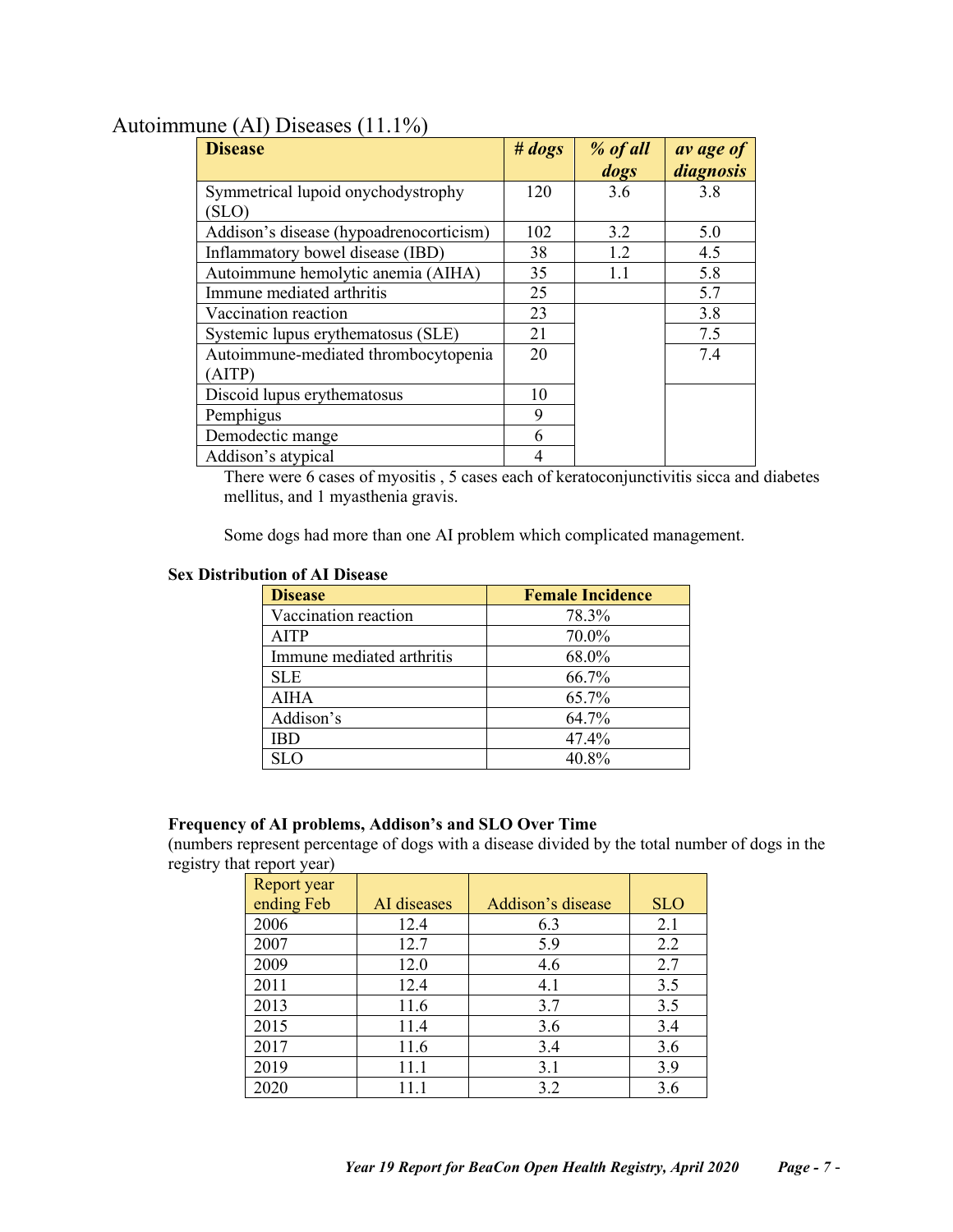## Autoimmune (AI) Diseases (11.1%)

| **Disease** | ***# dogs*** | ***% of all dogs*** | ***av age of diagnosis*** |
|---|---|---|---|
| Symmetrical lupoid onychodystrophy (SLO) | 120 | 3.6 | 3.8 |
| Addison's disease (hypoadrenocorticism) | 102 | 3.2 | 5.0 |
| Inflammatory bowel disease (IBD) | 38 | 1.2 | 4.5 |
| Autoimmune hemolytic anemia (AIHA) | 35 | 1.1 | 5.8 |
| Immune mediated arthritis | 25 | | 5.7 |
| Vaccination reaction | 23 | | 3.8 |
| Systemic lupus erythematosus (SLE) | 21 | | 7.5 |
| Autoimmune-mediated thrombocytopenia (AITP) | 20 | | 7.4 |
| Discoid lupus erythematosus | 10 | | |
| Pemphigus | 9 | | |
| Demodectic mange | 6 | | |
| Addison's atypical | 4 | | |

There were 6 cases of myositis , 5 cases each of keratoconjunctivitis sicca and diabetes mellitus, and 1 myasthenia gravis.

Some dogs had more than one AI problem which complicated management.

**Sex Distribution of AI Disease**

| **Disease** | **Female Incidence** |
|---|---|
| Vaccination reaction | 78.3% |
| AITP | 70.0% |
| Immune mediated arthritis | 68.0% |
| SLE | 66.7% |
| AIHA | 65.7% |
| Addison's | 64.7% |
| IBD | 47.4% |
| SLO | 40.8% |

**Frequency of AI problems, Addison's and SLO Over Time**
(numbers represent percentage of dogs with a disease divided by the total number of dogs in the registry that report year)

| Report year ending Feb | AI diseases | Addison's disease | SLO |
|---|---|---|---|
| 2006 | 12.4 | 6.3 | 2.1 |
| 2007 | 12.7 | 5.9 | 2.2 |
| 2009 | 12.0 | 4.6 | 2.7 |
| 2011 | 12.4 | 4.1 | 3.5 |
| 2013 | 11.6 | 3.7 | 3.5 |
| 2015 | 11.4 | 3.6 | 3.4 |
| 2017 | 11.6 | 3.4 | 3.6 |
| 2019 | 11.1 | 3.1 | 3.9 |
| 2020 | 11.1 | 3.2 | 3.6 |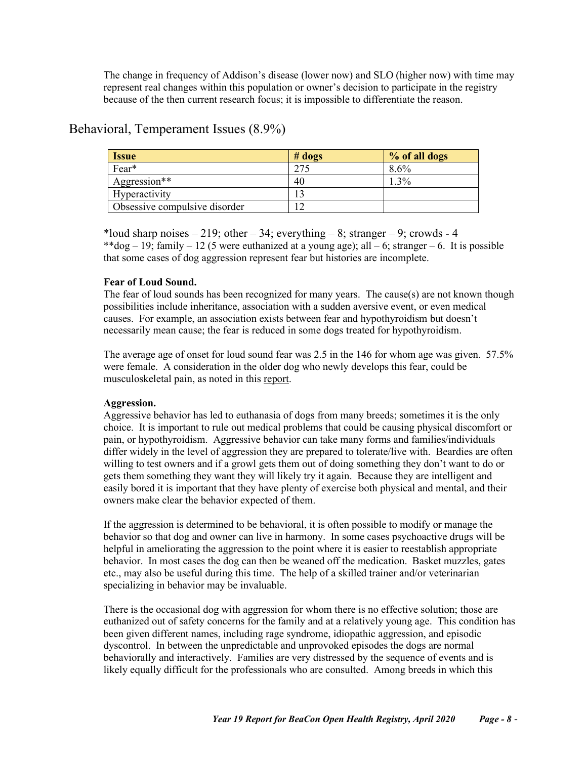The change in frequency of Addison's disease (lower now) and SLO (higher now) with time may represent real changes within this population or owner's decision to participate in the registry because of the then current research focus; it is impossible to differentiate the reason.

## Behavioral, Temperament Issues (8.9%)

| Issue | # dogs | % of all dogs |
|---|---|---|
| Fear* | 275 | 8.6% |
| Aggression** | 40 | 1.3% |
| Hyperactivity | 13 | |
| Obsessive compulsive disorder | 12 | |

*loud sharp noises – 219; other – 34; everything – 8; stranger – 9; crowds - 4
**dog – 19; family – 12 (5 were euthanized at a young age); all – 6; stranger – 6. It is possible that some cases of dog aggression represent fear but histories are incomplete.

**Fear of Loud Sound.**
The fear of loud sounds has been recognized for many years. The cause(s) are not known though possibilities include inheritance, association with a sudden aversive event, or even medical causes. For example, an association exists between fear and hypothyroidism but doesn't necessarily mean cause; the fear is reduced in some dogs treated for hypothyroidism.

The average age of onset for loud sound fear was 2.5 in the 146 for whom age was given. 57.5% were female. A consideration in the older dog who newly develops this fear, could be musculoskeletal pain, as noted in this report.

**Aggression.**
Aggressive behavior has led to euthanasia of dogs from many breeds; sometimes it is the only choice. It is important to rule out medical problems that could be causing physical discomfort or pain, or hypothyroidism. Aggressive behavior can take many forms and families/individuals differ widely in the level of aggression they are prepared to tolerate/live with. Beardies are often willing to test owners and if a growl gets them out of doing something they don't want to do or gets them something they want they will likely try it again. Because they are intelligent and easily bored it is important that they have plenty of exercise both physical and mental, and their owners make clear the behavior expected of them.

If the aggression is determined to be behavioral, it is often possible to modify or manage the behavior so that dog and owner can live in harmony. In some cases psychoactive drugs will be helpful in ameliorating the aggression to the point where it is easier to reestablish appropriate behavior. In most cases the dog can then be weaned off the medication. Basket muzzles, gates etc., may also be useful during this time. The help of a skilled trainer and/or veterinarian specializing in behavior may be invaluable.

There is the occasional dog with aggression for whom there is no effective solution; those are euthanized out of safety concerns for the family and at a relatively young age. This condition has been given different names, including rage syndrome, idiopathic aggression, and episodic dyscontrol. In between the unpredictable and unprovoked episodes the dogs are normal behaviorally and interactively. Families are very distressed by the sequence of events and is likely equally difficult for the professionals who are consulted. Among breeds in which this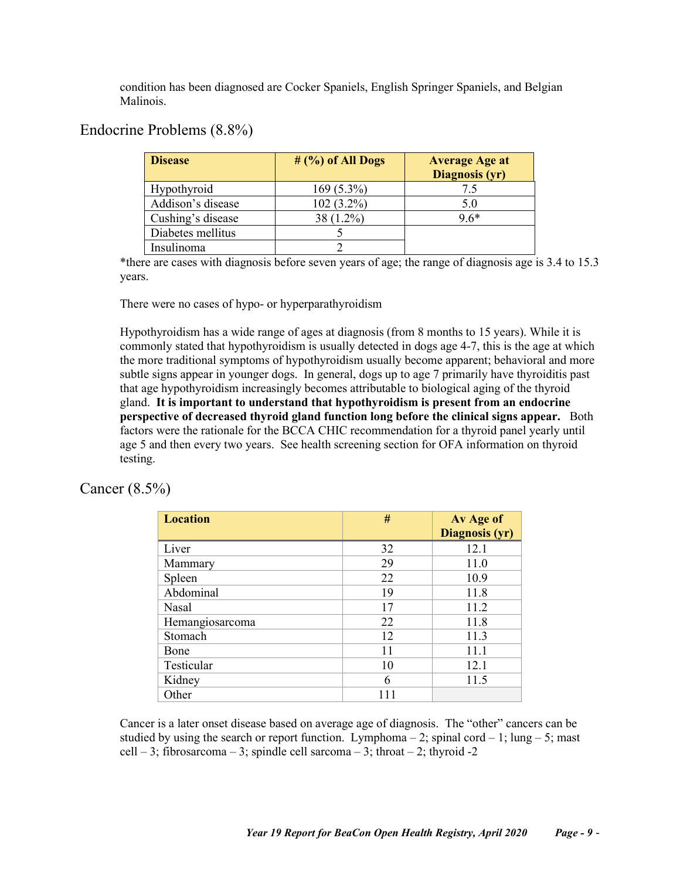condition has been diagnosed are Cocker Spaniels, English Springer Spaniels, and Belgian Malinois.

## Endocrine Problems (8.8%)

| Disease | # (%) of All Dogs | Average Age at Diagnosis (yr) |
|---|---|---|
| Hypothyroid | 169 (5.3%) | 7.5 |
| Addison's disease | 102 (3.2%) | 5.0 |
| Cushing's disease | 38 (1.2%) | 9.6* |
| Diabetes mellitus | 5 | |
| Insulinoma | 2 | |

*there are cases with diagnosis before seven years of age; the range of diagnosis age is 3.4 to 15.3 years.

There were no cases of hypo- or hyperparathyroidism

Hypothyroidism has a wide range of ages at diagnosis (from 8 months to 15 years). While it is commonly stated that hypothyroidism is usually detected in dogs age 4-7, this is the age at which the more traditional symptoms of hypothyroidism usually become apparent; behavioral and more subtle signs appear in younger dogs. In general, dogs up to age 7 primarily have thyroiditis past that age hypothyroidism increasingly becomes attributable to biological aging of the thyroid gland. **It is important to understand that hypothyroidism is present from an endocrine perspective of decreased thyroid gland function long before the clinical signs appear.** Both factors were the rationale for the BCCA CHIC recommendation for a thyroid panel yearly until age 5 and then every two years. See health screening section for OFA information on thyroid testing.

## Cancer (8.5%)

| Location | # | Av Age of Diagnosis (yr) |
|---|---|---|
| Liver | 32 | 12.1 |
| Mammary | 29 | 11.0 |
| Spleen | 22 | 10.9 |
| Abdominal | 19 | 11.8 |
| Nasal | 17 | 11.2 |
| Hemangiosarcoma | 22 | 11.8 |
| Stomach | 12 | 11.3 |
| Bone | 11 | 11.1 |
| Testicular | 10 | 12.1 |
| Kidney | 6 | 11.5 |
| Other | 111 | |

Cancer is a later onset disease based on average age of diagnosis. The "other" cancers can be studied by using the search or report function. Lymphoma – 2; spinal cord – 1; lung – 5; mast cell – 3; fibrosarcoma – 3; spindle cell sarcoma – 3; throat – 2; thyroid -2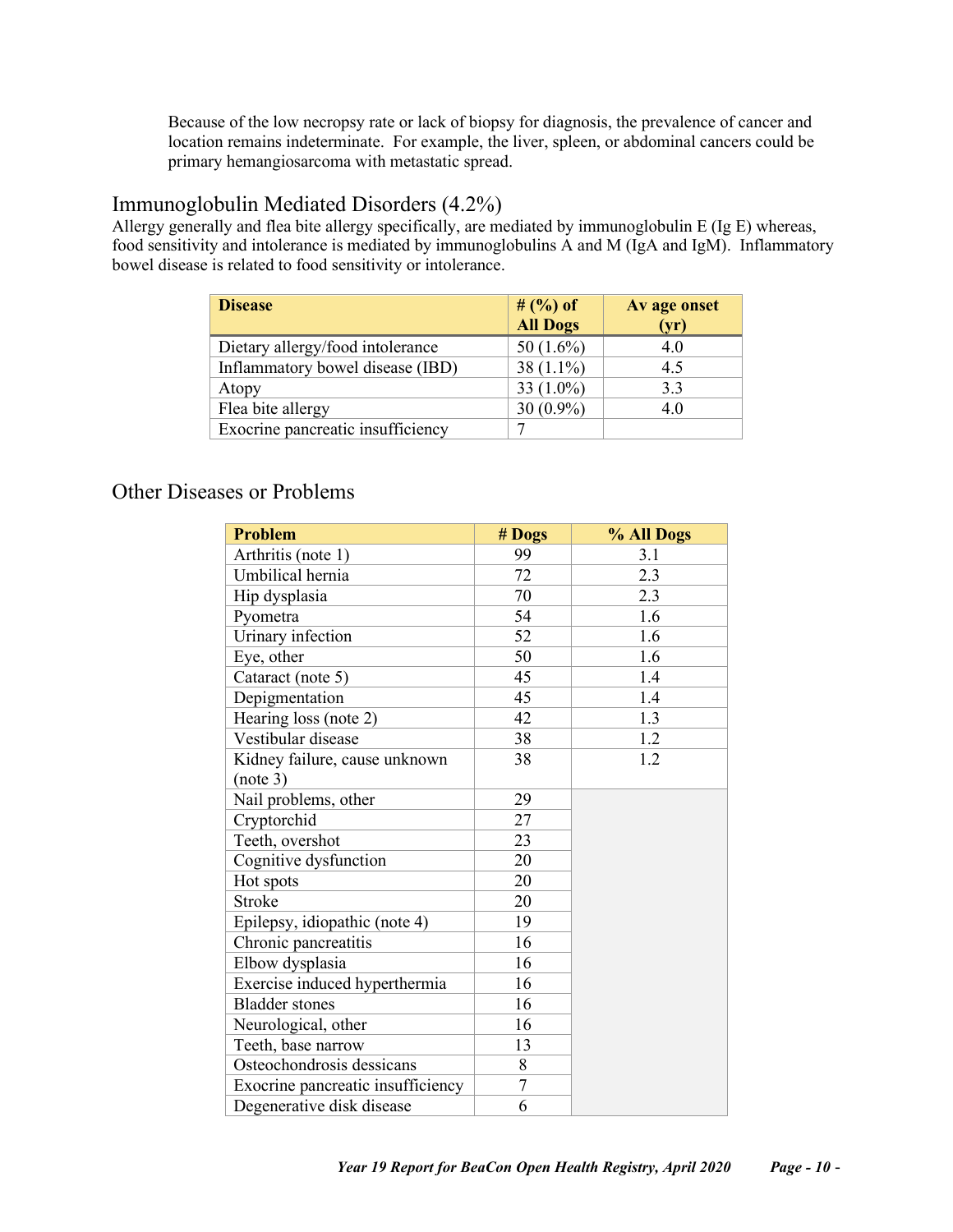Because of the low necropsy rate or lack of biopsy for diagnosis, the prevalence of cancer and location remains indeterminate. For example, the liver, spleen, or abdominal cancers could be primary hemangiosarcoma with metastatic spread.

## Immunoglobulin Mediated Disorders (4.2%)

Allergy generally and flea bite allergy specifically, are mediated by immunoglobulin E (Ig E) whereas, food sensitivity and intolerance is mediated by immunoglobulins A and M (IgA and IgM). Inflammatory bowel disease is related to food sensitivity or intolerance.

| Disease | # (%) of All Dogs | Av age onset (yr) |
|---|---|---|
| Dietary allergy/food intolerance | 50 (1.6%) | 4.0 |
| Inflammatory bowel disease (IBD) | 38 (1.1%) | 4.5 |
| Atopy | 33 (1.0%) | 3.3 |
| Flea bite allergy | 30 (0.9%) | 4.0 |
| Exocrine pancreatic insufficiency | 7 | |

## Other Diseases or Problems

| Problem | # Dogs | % All Dogs |
|---|---|---|
| Arthritis (note 1) | 99 | 3.1 |
| Umbilical hernia | 72 | 2.3 |
| Hip dysplasia | 70 | 2.3 |
| Pyometra | 54 | 1.6 |
| Urinary infection | 52 | 1.6 |
| Eye, other | 50 | 1.6 |
| Cataract (note 5) | 45 | 1.4 |
| Depigmentation | 45 | 1.4 |
| Hearing loss (note 2) | 42 | 1.3 |
| Vestibular disease | 38 | 1.2 |
| Kidney failure, cause unknown (note 3) | 38 | 1.2 |
| Nail problems, other | 29 | |
| Cryptorchid | 27 | |
| Teeth, overshot | 23 | |
| Cognitive dysfunction | 20 | |
| Hot spots | 20 | |
| Stroke | 20 | |
| Epilepsy, idiopathic (note 4) | 19 | |
| Chronic pancreatitis | 16 | |
| Elbow dysplasia | 16 | |
| Exercise induced hyperthermia | 16 | |
| Bladder stones | 16 | |
| Neurological, other | 16 | |
| Teeth, base narrow | 13 | |
| Osteochondrosis dessicans | 8 | |
| Exocrine pancreatic insufficiency | 7 | |
| Degenerative disk disease | 6 | |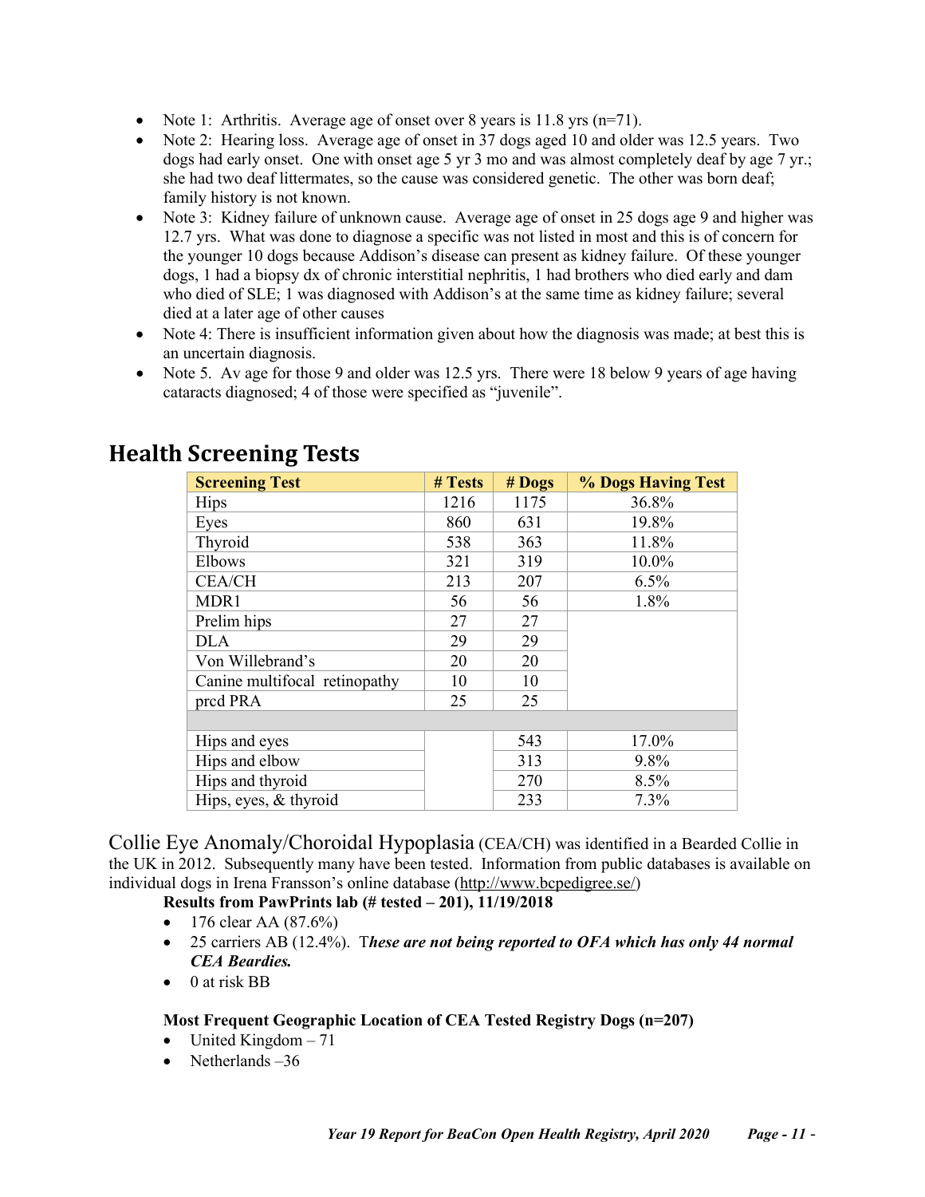- Note 1: Arthritis. Average age of onset over 8 years is 11.8 yrs (n=71).
- Note 2: Hearing loss. Average age of onset in 37 dogs aged 10 and older was 12.5 years. Two dogs had early onset. One with onset age 5 yr 3 mo and was almost completely deaf by age 7 yr.; she had two deaf littermates, so the cause was considered genetic. The other was born deaf; family history is not known.
- Note 3: Kidney failure of unknown cause. Average age of onset in 25 dogs age 9 and higher was 12.7 yrs. What was done to diagnose a specific was not listed in most and this is of concern for the younger 10 dogs because Addison's disease can present as kidney failure. Of these younger dogs, 1 had a biopsy dx of chronic interstitial nephritis, 1 had brothers who died early and dam who died of SLE; 1 was diagnosed with Addison's at the same time as kidney failure; several died at a later age of other causes
- Note 4: There is insufficient information given about how the diagnosis was made; at best this is an uncertain diagnosis.
- Note 5. Av age for those 9 and older was 12.5 yrs. There were 18 below 9 years of age having cataracts diagnosed; 4 of those were specified as "juvenile".

## Health Screening Tests

| Screening Test | # Tests | # Dogs | % Dogs Having Test |
|---|---|---|---|
| Hips | 1216 | 1175 | 36.8% |
| Eyes | 860 | 631 | 19.8% |
| Thyroid | 538 | 363 | 11.8% |
| Elbows | 321 | 319 | 10.0% |
| CEA/CH | 213 | 207 | 6.5% |
| MDR1 | 56 | 56 | 1.8% |
| Prelim hips | 27 | 27 | |
| DLA | 29 | 29 | |
| Von Willebrand's | 20 | 20 | |
| Canine multifocal retinopathy | 10 | 10 | |
| prcd PRA | 25 | 25 | |
| | | | |
| Hips and eyes | | 543 | 17.0% |
| Hips and elbow | | 313 | 9.8% |
| Hips and thyroid | | 270 | 8.5% |
| Hips, eyes, & thyroid | | 233 | 7.3% |

Collie Eye Anomaly/Choroidal Hypoplasia (CEA/CH) was identified in a Bearded Collie in the UK in 2012. Subsequently many have been tested. Information from public databases is available on individual dogs in Irena Fransson's online database (http://www.bcpedigree.se/)

**Results from PawPrints lab (# tested – 201), 11/19/2018**

- 176 clear AA (87.6%)
- 25 carriers AB (12.4%). ***These are not being reported to OFA which has only 44 normal CEA Beardies.***
- 0 at risk BB

**Most Frequent Geographic Location of CEA Tested Registry Dogs (n=207)**

- United Kingdom – 71
- Netherlands –36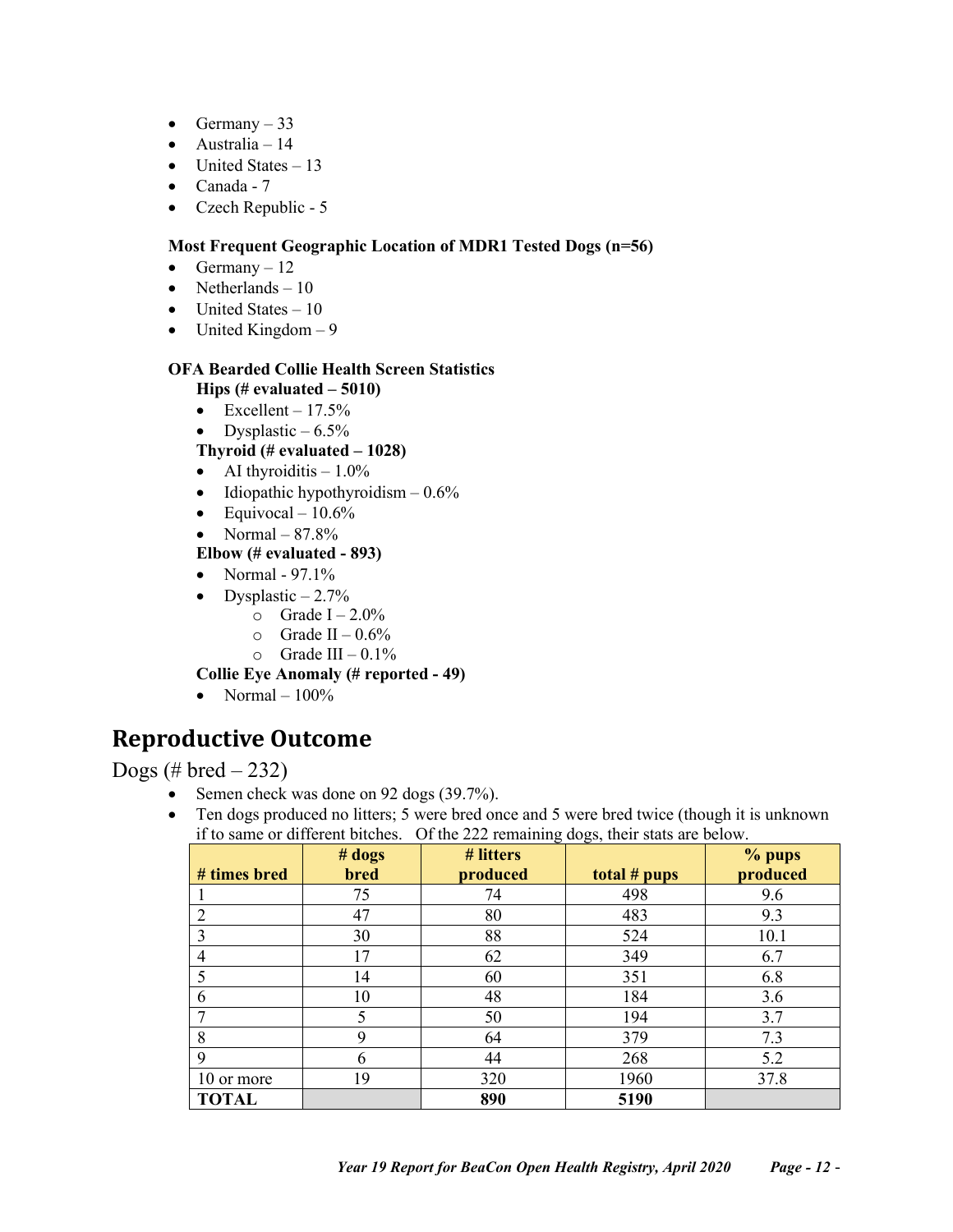- Germany – 33
- Australia – 14
- United States – 13
- Canada - 7
- Czech Republic - 5

**Most Frequent Geographic Location of MDR1 Tested Dogs (n=56)**

- Germany – 12
- Netherlands – 10
- United States – 10
- United Kingdom – 9

**OFA Bearded Collie Health Screen Statistics**

**Hips (# evaluated – 5010)**

- Excellent – 17.5%
- Dysplastic – 6.5%

**Thyroid (# evaluated – 1028)**

- AI thyroiditis – 1.0%
- Idiopathic hypothyroidism – 0.6%
- Equivocal – 10.6%
- Normal – 87.8%

**Elbow (# evaluated - 893)**

- Normal - 97.1%
- Dysplastic – 2.7%
  - Grade I – 2.0%
  - Grade II – 0.6%
  - Grade III – 0.1%

**Collie Eye Anomaly (# reported - 49)**

- Normal – 100%

## Reproductive Outcome

Dogs (# bred – 232)

- Semen check was done on 92 dogs (39.7%).
- Ten dogs produced no litters; 5 were bred once and 5 were bred twice (though it is unknown if to same or different bitches. Of the 222 remaining dogs, their stats are below.

| # times bred | # dogs bred | # litters produced | total # pups | % pups produced |
|---|---|---|---|---|
| 1 | 75 | 74 | 498 | 9.6 |
| 2 | 47 | 80 | 483 | 9.3 |
| 3 | 30 | 88 | 524 | 10.1 |
| 4 | 17 | 62 | 349 | 6.7 |
| 5 | 14 | 60 | 351 | 6.8 |
| 6 | 10 | 48 | 184 | 3.6 |
| 7 | 5 | 50 | 194 | 3.7 |
| 8 | 9 | 64 | 379 | 7.3 |
| 9 | 6 | 44 | 268 | 5.2 |
| 10 or more | 19 | 320 | 1960 | 37.8 |
| **TOTAL** | | **890** | **5190** | |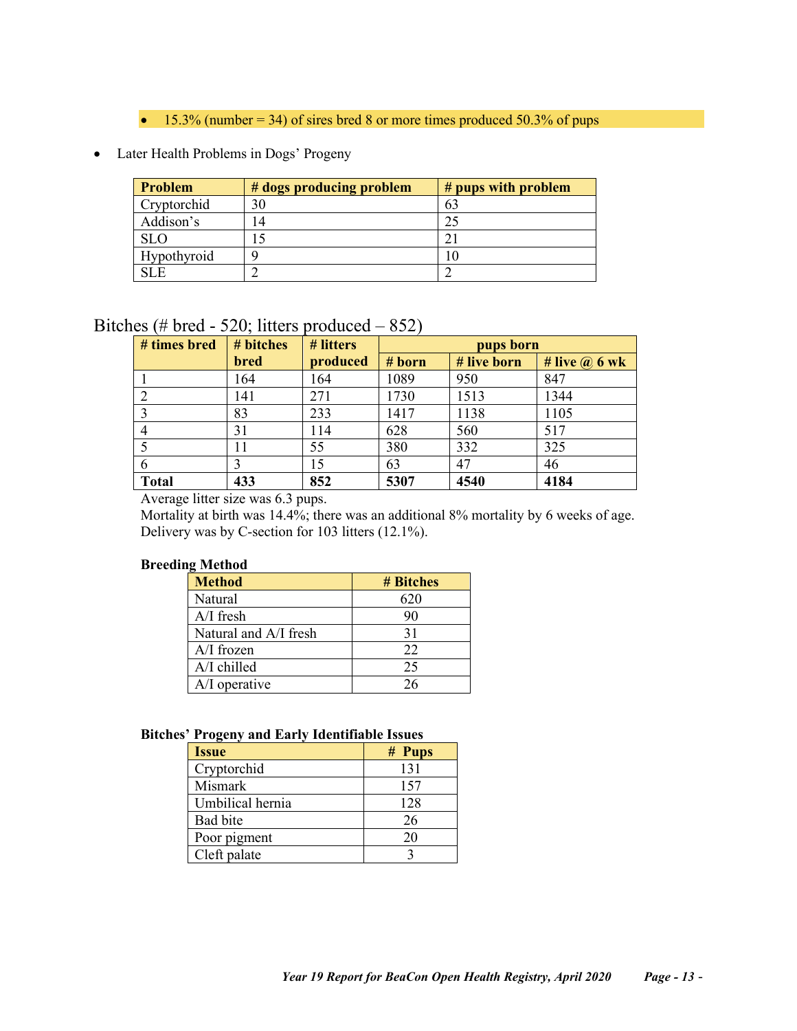- 15.3% (number = 34) of sires bred 8 or more times produced 50.3% of pups

- Later Health Problems in Dogs' Progeny

| Problem | # dogs producing problem | # pups with problem |
|---|---|---|
| Cryptorchid | 30 | 63 |
| Addison's | 14 | 25 |
| SLO | 15 | 21 |
| Hypothyroid | 9 | 10 |
| SLE | 2 | 2 |

## Bitches (# bred - 520; litters produced – 852)

| # times bred | # bitches bred | # litters produced | pups born | | |
|---|---|---|---|---|---|
| | | | # born | # live born | # live @ 6 wk |
| 1 | 164 | 164 | 1089 | 950 | 847 |
| 2 | 141 | 271 | 1730 | 1513 | 1344 |
| 3 | 83 | 233 | 1417 | 1138 | 1105 |
| 4 | 31 | 114 | 628 | 560 | 517 |
| 5 | 11 | 55 | 380 | 332 | 325 |
| 6 | 3 | 15 | 63 | 47 | 46 |
| **Total** | **433** | **852** | **5307** | **4540** | **4184** |

Average litter size was 6.3 pups.
Mortality at birth was 14.4%; there was an additional 8% mortality by 6 weeks of age.
Delivery was by C-section for 103 litters (12.1%).

**Breeding Method**

| Method | # Bitches |
|---|---|
| Natural | 620 |
| A/I fresh | 90 |
| Natural and A/I fresh | 31 |
| A/I frozen | 22 |
| A/I chilled | 25 |
| A/I operative | 26 |

**Bitches' Progeny and Early Identifiable Issues**

| Issue | # Pups |
|---|---|
| Cryptorchid | 131 |
| Mismark | 157 |
| Umbilical hernia | 128 |
| Bad bite | 26 |
| Poor pigment | 20 |
| Cleft palate | 3 |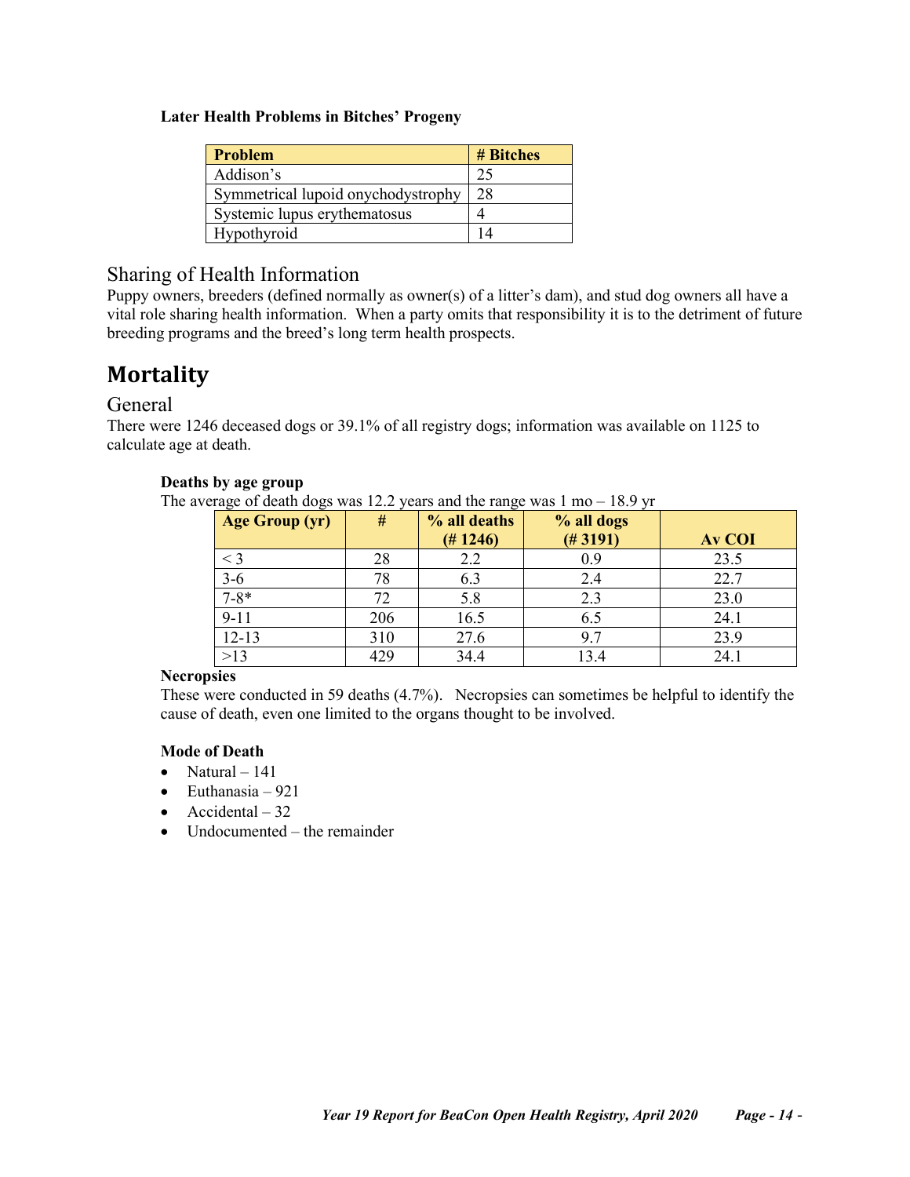**Later Health Problems in Bitches' Progeny**

| Problem | # Bitches |
|---|---|
| Addison's | 25 |
| Symmetrical lupoid onychodystrophy | 28 |
| Systemic lupus erythematosus | 4 |
| Hypothyroid | 14 |

### Sharing of Health Information

Puppy owners, breeders (defined normally as owner(s) of a litter's dam), and stud dog owners all have a vital role sharing health information. When a party omits that responsibility it is to the detriment of future breeding programs and the breed's long term health prospects.

## Mortality

### General

There were 1246 deceased dogs or 39.1% of all registry dogs; information was available on 1125 to calculate age at death.

**Deaths by age group**

The average of death dogs was 12.2 years and the range was 1 mo – 18.9 yr

| Age Group (yr) | # | % all deaths (# 1246) | % all dogs (# 3191) | Av COI |
|---|---|---|---|---|
| < 3 | 28 | 2.2 | 0.9 | 23.5 |
| 3-6 | 78 | 6.3 | 2.4 | 22.7 |
| 7-8* | 72 | 5.8 | 2.3 | 23.0 |
| 9-11 | 206 | 16.5 | 6.5 | 24.1 |
| 12-13 | 310 | 27.6 | 9.7 | 23.9 |
| >13 | 429 | 34.4 | 13.4 | 24.1 |

**Necropsies**

These were conducted in 59 deaths (4.7%). Necropsies can sometimes be helpful to identify the cause of death, even one limited to the organs thought to be involved.

**Mode of Death**

- Natural – 141
- Euthanasia – 921
- Accidental – 32
- Undocumented – the remainder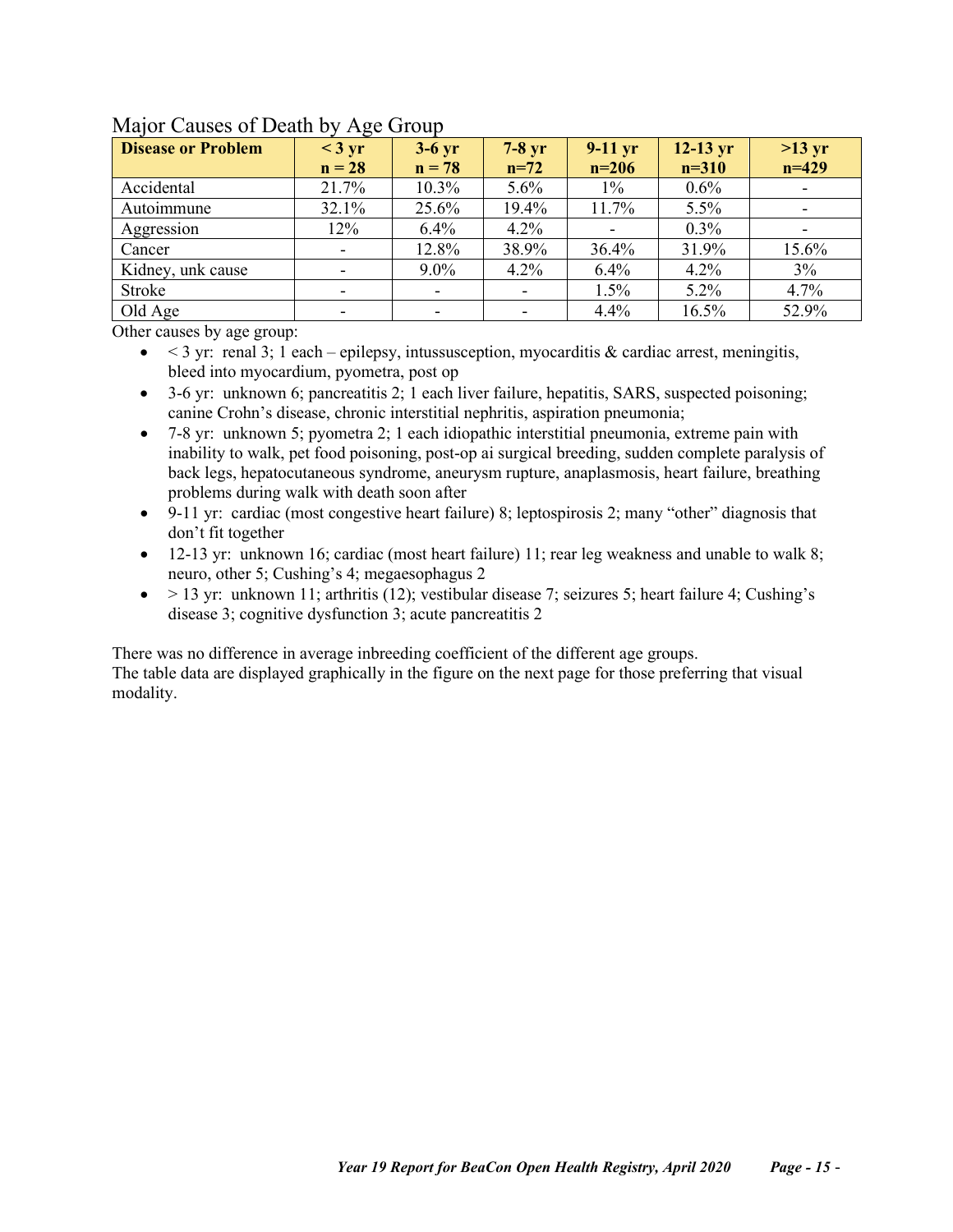## Major Causes of Death by Age Group

| Disease or Problem | < 3 yr n = 28 | 3-6 yr n = 78 | 7-8 yr n=72 | 9-11 yr n=206 | 12-13 yr n=310 | >13 yr n=429 |
|---|---|---|---|---|---|---|
| Accidental | 21.7% | 10.3% | 5.6% | 1% | 0.6% | - |
| Autoimmune | 32.1% | 25.6% | 19.4% | 11.7% | 5.5% | - |
| Aggression | 12% | 6.4% | 4.2% | - | 0.3% | - |
| Cancer | - | 12.8% | 38.9% | 36.4% | 31.9% | 15.6% |
| Kidney, unk cause | - | 9.0% | 4.2% | 6.4% | 4.2% | 3% |
| Stroke | - | - | - | 1.5% | 5.2% | 4.7% |
| Old Age | - | - | - | 4.4% | 16.5% | 52.9% |

Other causes by age group:

- < 3 yr: renal 3; 1 each – epilepsy, intussusception, myocarditis & cardiac arrest, meningitis, bleed into myocardium, pyometra, post op
- 3-6 yr: unknown 6; pancreatitis 2; 1 each liver failure, hepatitis, SARS, suspected poisoning; canine Crohn's disease, chronic interstitial nephritis, aspiration pneumonia;
- 7-8 yr: unknown 5; pyometra 2; 1 each idiopathic interstitial pneumonia, extreme pain with inability to walk, pet food poisoning, post-op ai surgical breeding, sudden complete paralysis of back legs, hepatocutaneous syndrome, aneurysm rupture, anaplasmosis, heart failure, breathing problems during walk with death soon after
- 9-11 yr: cardiac (most congestive heart failure) 8; leptospirosis 2; many "other" diagnosis that don't fit together
- 12-13 yr: unknown 16; cardiac (most heart failure) 11; rear leg weakness and unable to walk 8; neuro, other 5; Cushing's 4; megaesophagus 2
- > 13 yr: unknown 11; arthritis (12); vestibular disease 7; seizures 5; heart failure 4; Cushing's disease 3; cognitive dysfunction 3; acute pancreatitis 2

There was no difference in average inbreeding coefficient of the different age groups.
The table data are displayed graphically in the figure on the next page for those preferring that visual modality.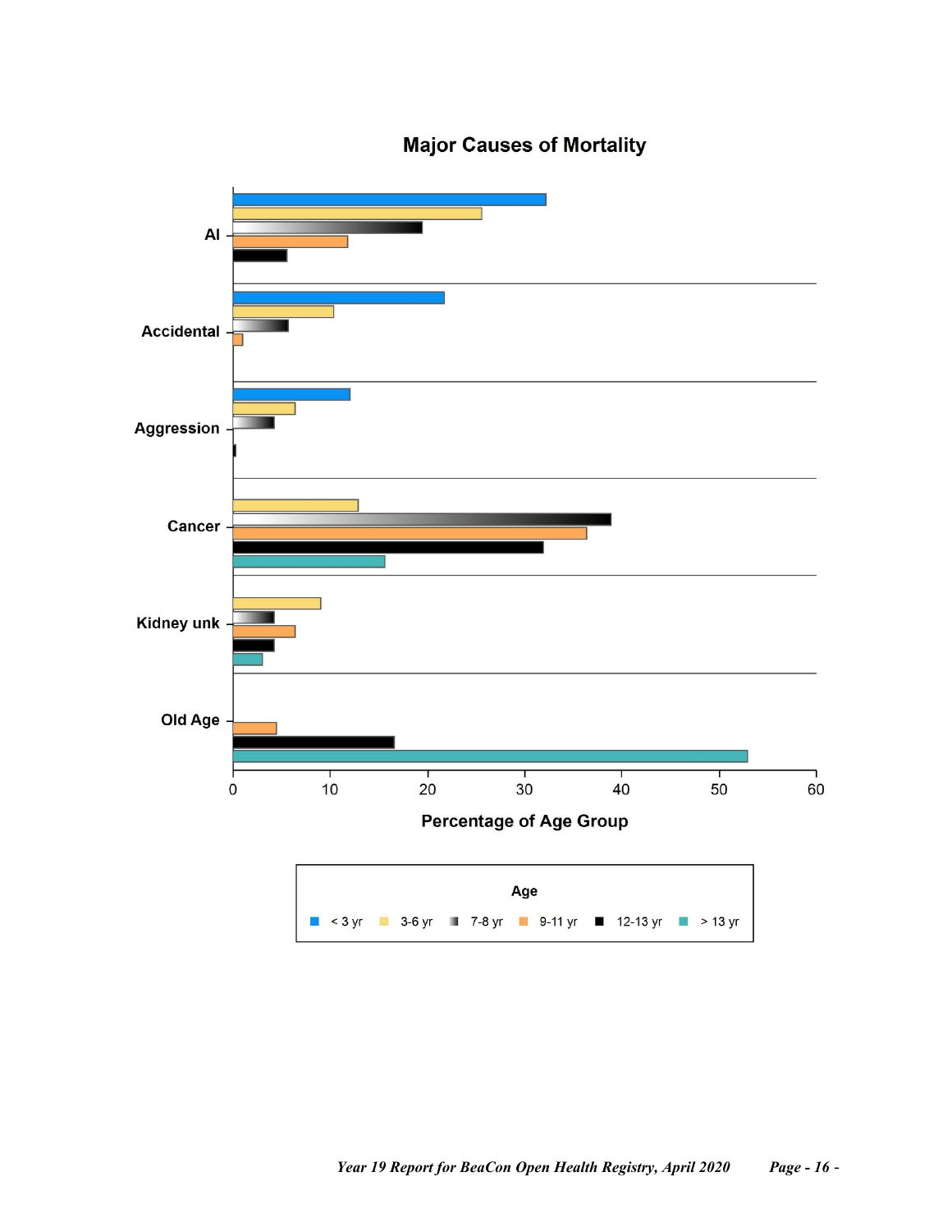## Major Causes of Mortality

AI

Accidental

Aggression

Cancer

Kidney unk

Old Age

0 10 20 30 40 50 60

Percentage of Age Group

Age

< 3 yr   3-6 yr   7-8 yr   9-11 yr   12-13 yr   > 13 yr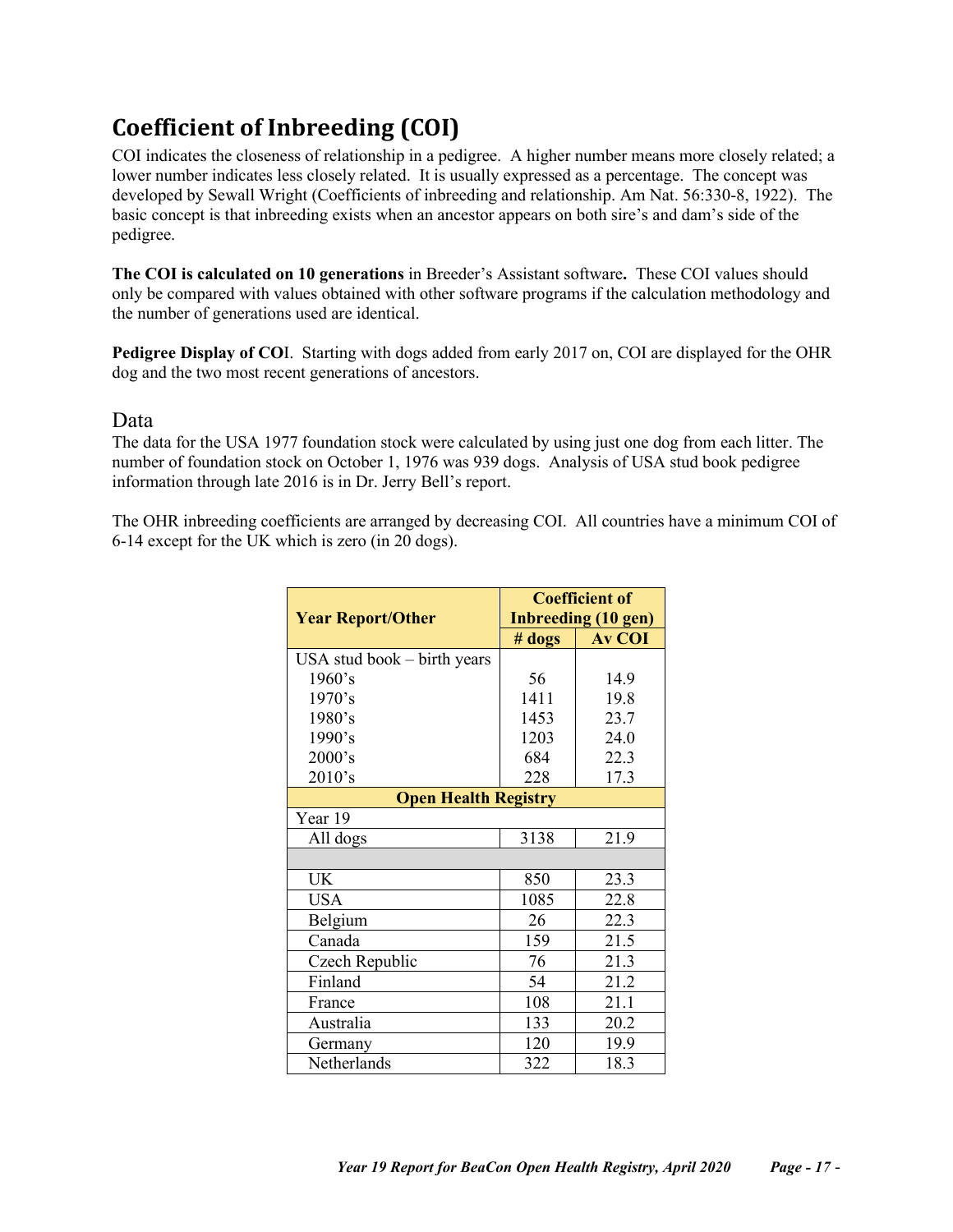# Coefficient of Inbreeding (COI)

COI indicates the closeness of relationship in a pedigree. A higher number means more closely related; a lower number indicates less closely related. It is usually expressed as a percentage. The concept was developed by Sewall Wright (Coefficients of inbreeding and relationship. Am Nat. 56:330-8, 1922). The basic concept is that inbreeding exists when an ancestor appears on both sire's and dam's side of the pedigree.

**The COI is calculated on 10 generations** in Breeder's Assistant software**.** These COI values should only be compared with values obtained with other software programs if the calculation methodology and the number of generations used are identical.

**Pedigree Display of CO**I. Starting with dogs added from early 2017 on, COI are displayed for the OHR dog and the two most recent generations of ancestors.

## Data

The data for the USA 1977 foundation stock were calculated by using just one dog from each litter. The number of foundation stock on October 1, 1976 was 939 dogs. Analysis of USA stud book pedigree information through late 2016 is in Dr. Jerry Bell's report.

The OHR inbreeding coefficients are arranged by decreasing COI. All countries have a minimum COI of 6-14 except for the UK which is zero (in 20 dogs).

| Year Report/Other | Coefficient of Inbreeding (10 gen) | |
|---|---|---|
| | # dogs | Av COI |
| USA stud book – birth years | | |
| 1960's | 56 | 14.9 |
| 1970's | 1411 | 19.8 |
| 1980's | 1453 | 23.7 |
| 1990's | 1203 | 24.0 |
| 2000's | 684 | 22.3 |
| 2010's | 228 | 17.3 |
| **Open Health Registry** | | |
| Year 19 | | |
| All dogs | 3138 | 21.9 |
| | | |
| UK | 850 | 23.3 |
| USA | 1085 | 22.8 |
| Belgium | 26 | 22.3 |
| Canada | 159 | 21.5 |
| Czech Republic | 76 | 21.3 |
| Finland | 54 | 21.2 |
| France | 108 | 21.1 |
| Australia | 133 | 20.2 |
| Germany | 120 | 19.9 |
| Netherlands | 322 | 18.3 |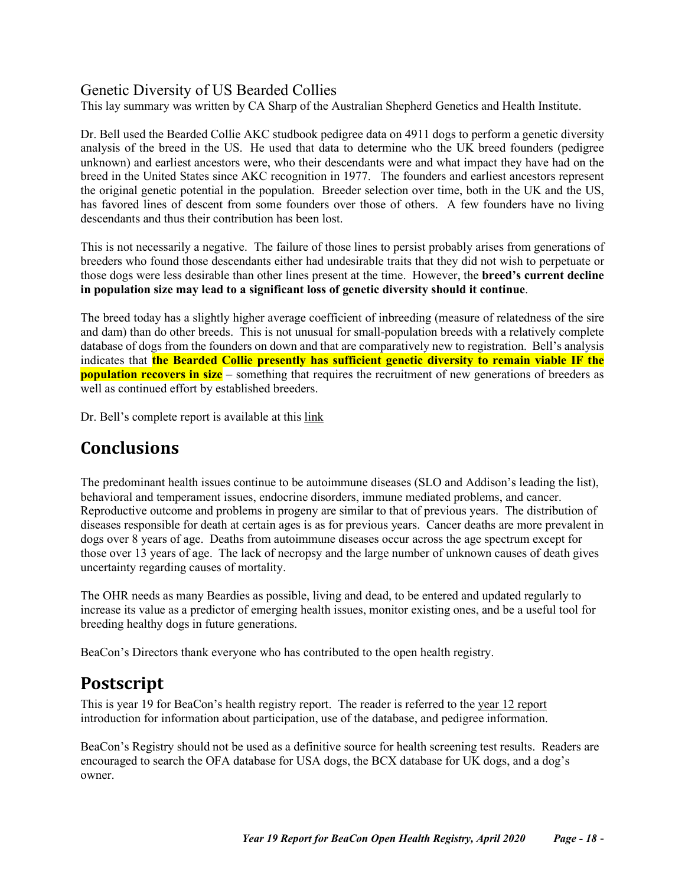## Genetic Diversity of US Bearded Collies

This lay summary was written by CA Sharp of the Australian Shepherd Genetics and Health Institute.

Dr. Bell used the Bearded Collie AKC studbook pedigree data on 4911 dogs to perform a genetic diversity analysis of the breed in the US. He used that data to determine who the UK breed founders (pedigree unknown) and earliest ancestors were, who their descendants were and what impact they have had on the breed in the United States since AKC recognition in 1977. The founders and earliest ancestors represent the original genetic potential in the population. Breeder selection over time, both in the UK and the US, has favored lines of descent from some founders over those of others. A few founders have no living descendants and thus their contribution has been lost.

This is not necessarily a negative. The failure of those lines to persist probably arises from generations of breeders who found those descendants either had undesirable traits that they did not wish to perpetuate or those dogs were less desirable than other lines present at the time. However, the **breed's current decline in population size may lead to a significant loss of genetic diversity should it continue**.

The breed today has a slightly higher average coefficient of inbreeding (measure of relatedness of the sire and dam) than do other breeds. This is not unusual for small-population breeds with a relatively complete database of dogs from the founders on down and that are comparatively new to registration. Bell's analysis indicates that **the Bearded Collie presently has sufficient genetic diversity to remain viable IF the population recovers in size** – something that requires the recruitment of new generations of breeders as well as continued effort by established breeders.

Dr. Bell's complete report is available at this link

# Conclusions

The predominant health issues continue to be autoimmune diseases (SLO and Addison's leading the list), behavioral and temperament issues, endocrine disorders, immune mediated problems, and cancer. Reproductive outcome and problems in progeny are similar to that of previous years. The distribution of diseases responsible for death at certain ages is as for previous years. Cancer deaths are more prevalent in dogs over 8 years of age. Deaths from autoimmune diseases occur across the age spectrum except for those over 13 years of age. The lack of necropsy and the large number of unknown causes of death gives uncertainty regarding causes of mortality.

The OHR needs as many Beardies as possible, living and dead, to be entered and updated regularly to increase its value as a predictor of emerging health issues, monitor existing ones, and be a useful tool for breeding healthy dogs in future generations.

BeaCon's Directors thank everyone who has contributed to the open health registry.

# Postscript

This is year 19 for BeaCon's health registry report. The reader is referred to the year 12 report introduction for information about participation, use of the database, and pedigree information.

BeaCon's Registry should not be used as a definitive source for health screening test results. Readers are encouraged to search the OFA database for USA dogs, the BCX database for UK dogs, and a dog's owner.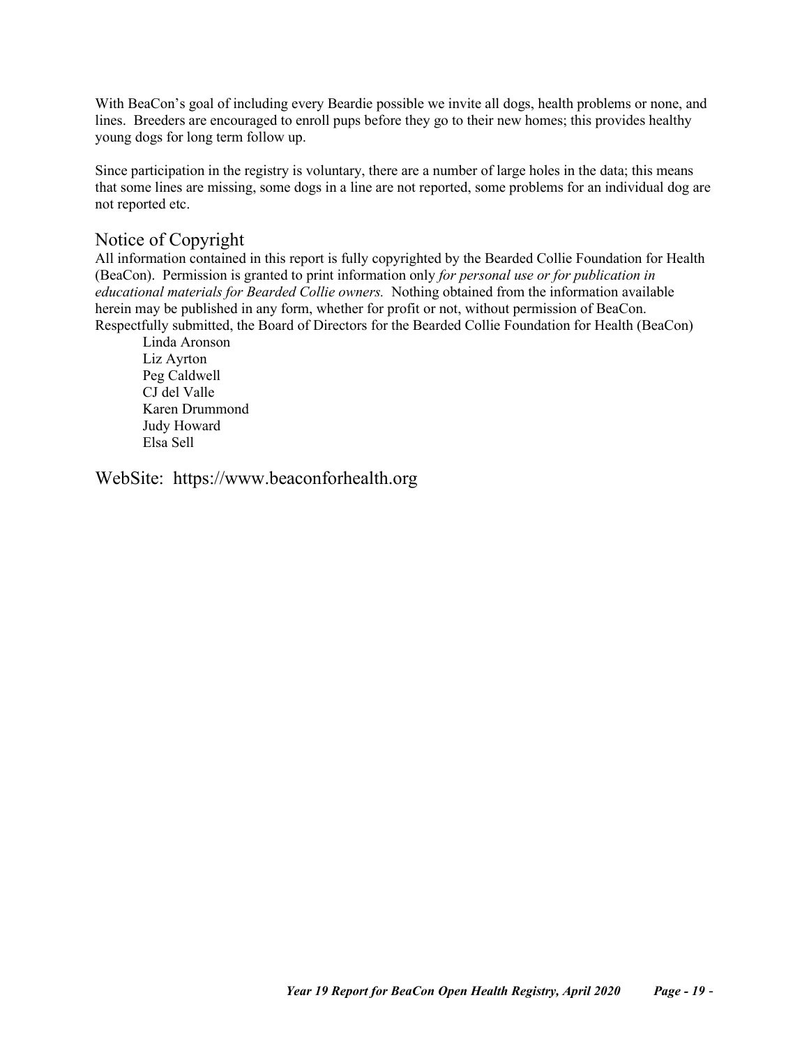With BeaCon's goal of including every Beardie possible we invite all dogs, health problems or none, and lines. Breeders are encouraged to enroll pups before they go to their new homes; this provides healthy young dogs for long term follow up.

Since participation in the registry is voluntary, there are a number of large holes in the data; this means that some lines are missing, some dogs in a line are not reported, some problems for an individual dog are not reported etc.

## Notice of Copyright

All information contained in this report is fully copyrighted by the Bearded Collie Foundation for Health (BeaCon). Permission is granted to print information only *for personal use or for publication in educational materials for Bearded Collie owners.* Nothing obtained from the information available herein may be published in any form, whether for profit or not, without permission of BeaCon.
Respectfully submitted, the Board of Directors for the Bearded Collie Foundation for Health (BeaCon)

Linda Aronson
Liz Ayrton
Peg Caldwell
CJ del Valle
Karen Drummond
Judy Howard
Elsa Sell

## WebSite: https://www.beaconforhealth.org